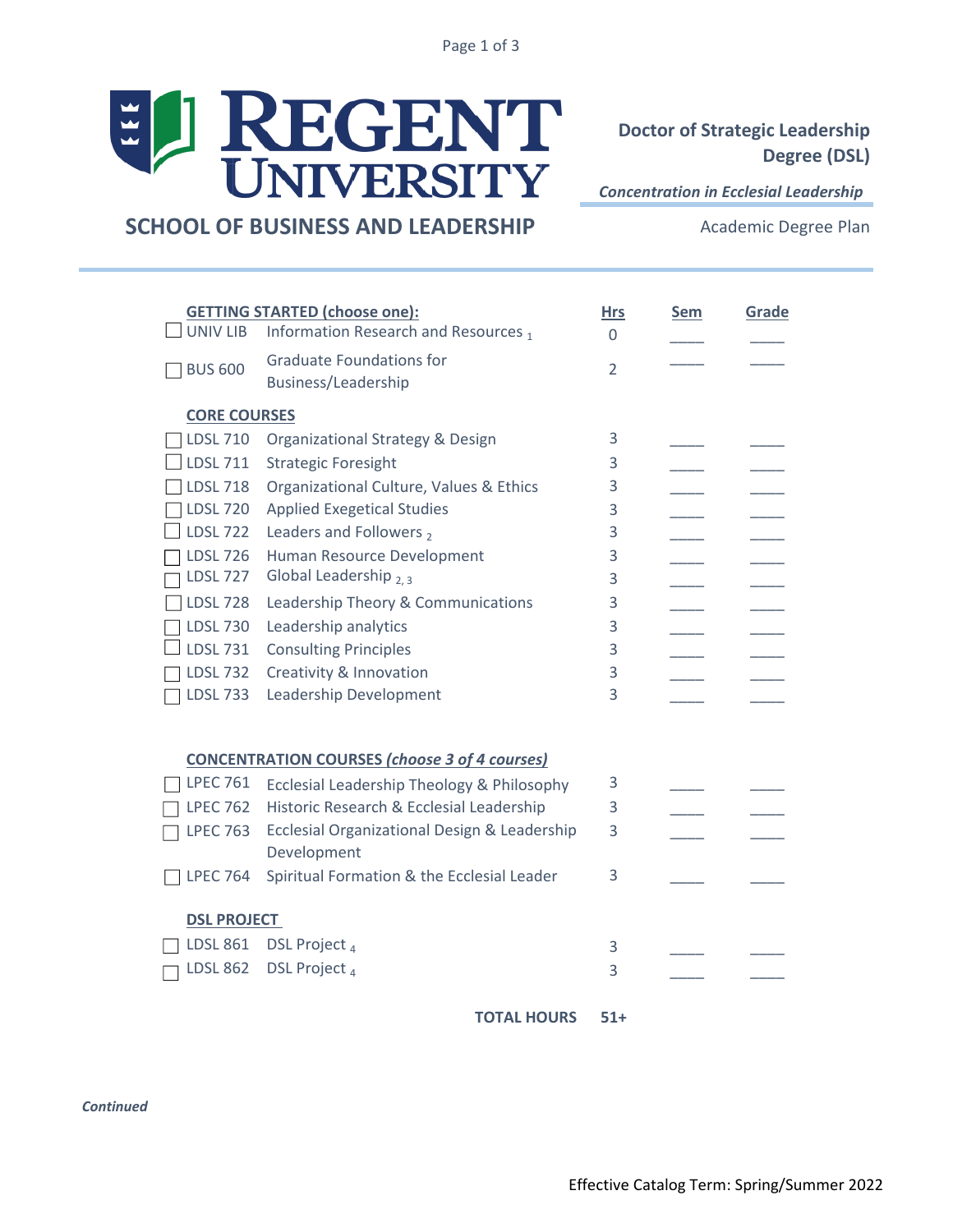# REGENT UNIVERSITY

## SCHOOL OF BUSINESS AND LEADERSHIP

**Doctor of Strategic Leadership Degree (DSL)**

***Concentration in Ecclesial Leadership***

Academic Degree Plan

| | Course | Title | Hrs | Sem | Grade |
|---|---|---|---|---|---|
| | **GETTING STARTED (choose one):** | | | | |
| ☐ | UNIV LIB | Information Research and Resources [1] | 0 | ____ | ____ |
| ☐ | BUS 600 | Graduate Foundations for Business/Leadership | 2 | ____ | ____ |
| | **CORE COURSES** | | | | |
| ☐ | LDSL 710 | Organizational Strategy & Design | 3 | ____ | ____ |
| ☐ | LDSL 711 | Strategic Foresight | 3 | ____ | ____ |
| ☐ | LDSL 718 | Organizational Culture, Values & Ethics | 3 | ____ | ____ |
| ☐ | LDSL 720 | Applied Exegetical Studies | 3 | ____ | ____ |
| ☐ | LDSL 722 | Leaders and Followers [2] | 3 | ____ | ____ |
| ☐ | LDSL 726 | Human Resource Development | 3 | ____ | ____ |
| ☐ | LDSL 727 | Global Leadership [2, 3] | 3 | ____ | ____ |
| ☐ | LDSL 728 | Leadership Theory & Communications | 3 | ____ | ____ |
| ☐ | LDSL 730 | Leadership analytics | 3 | ____ | ____ |
| ☐ | LDSL 731 | Consulting Principles | 3 | ____ | ____ |
| ☐ | LDSL 732 | Creativity & Innovation | 3 | ____ | ____ |
| ☐ | LDSL 733 | Leadership Development | 3 | ____ | ____ |
| | **CONCENTRATION COURSES *(choose 3 of 4 courses)*** | | | | |
| ☐ | LPEC 761 | Ecclesial Leadership Theology & Philosophy | 3 | ____ | ____ |
| ☐ | LPEC 762 | Historic Research & Ecclesial Leadership | 3 | ____ | ____ |
| ☐ | LPEC 763 | Ecclesial Organizational Design & Leadership Development | 3 | ____ | ____ |
| ☐ | LPEC 764 | Spiritual Formation & the Ecclesial Leader | 3 | ____ | ____ |
| | **DSL PROJECT** | | | | |
| ☐ | LDSL 861 | DSL Project [4] | 3 | ____ | ____ |
| ☐ | LDSL 862 | DSL Project [4] | 3 | ____ | ____ |
| | | **TOTAL HOURS** | **51+** | | |

***Continued***

Effective Catalog Term: Spring/Summer 2022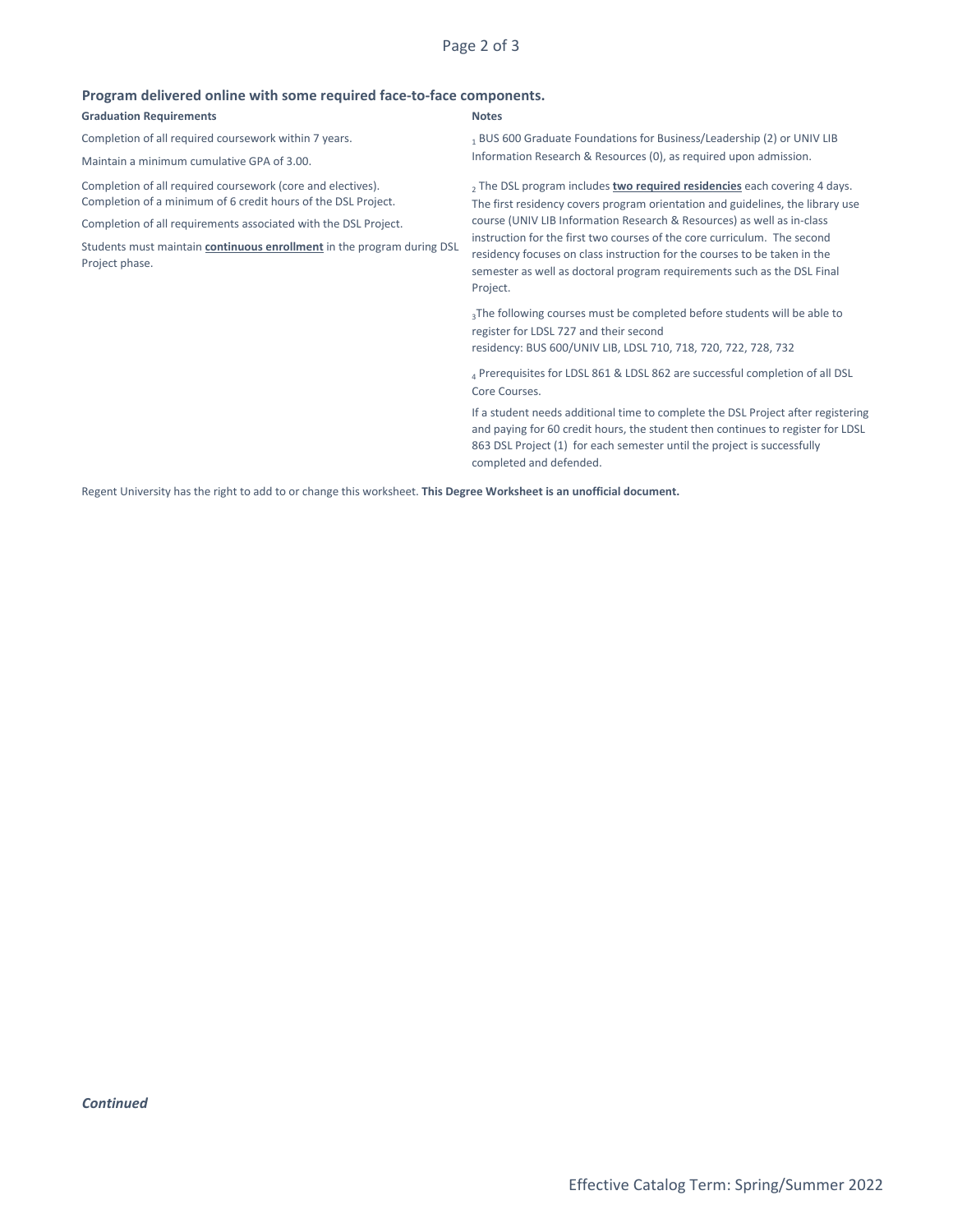**Program delivered online with some required face-to-face components.**

**Graduation Requirements**

Completion of all required coursework within 7 years.

Maintain a minimum cumulative GPA of 3.00.

Completion of all required coursework (core and electives).
Completion of a minimum of 6 credit hours of the DSL Project.

Completion of all requirements associated with the DSL Project.

Students must maintain **continuous enrollment** in the program during DSL Project phase.

**Notes**

[1] BUS 600 Graduate Foundations for Business/Leadership (2) or UNIV LIB Information Research & Resources (0), as required upon admission.

[2] The DSL program includes **two required residencies** each covering 4 days. The first residency covers program orientation and guidelines, the library use course (UNIV LIB Information Research & Resources) as well as in-class instruction for the first two courses of the core curriculum. The second residency focuses on class instruction for the courses to be taken in the semester as well as doctoral program requirements such as the DSL Final Project.

[3] The following courses must be completed before students will be able to register for LDSL 727 and their second residency: BUS 600/UNIV LIB, LDSL 710, 718, 720, 722, 728, 732

[4] Prerequisites for LDSL 861 & LDSL 862 are successful completion of all DSL Core Courses.

If a student needs additional time to complete the DSL Project after registering and paying for 60 credit hours, the student then continues to register for LDSL 863 DSL Project (1) for each semester until the project is successfully completed and defended.

Regent University has the right to add to or change this worksheet. **This Degree Worksheet is an unofficial document.**

***Continued***

Effective Catalog Term: Spring/Summer 2022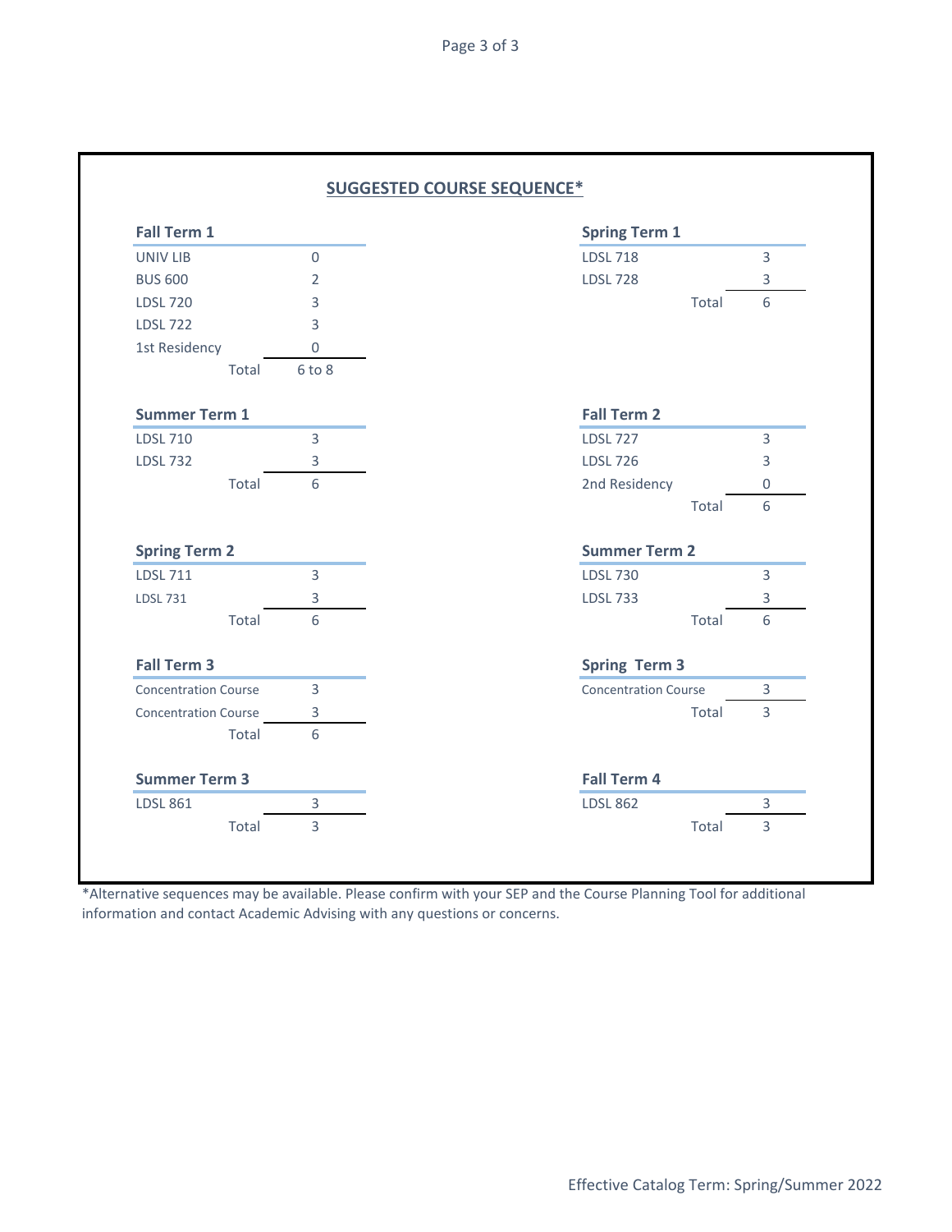## SUGGESTED COURSE SEQUENCE*

### Fall Term 1

| | |
|---|---|
| UNIV LIB | 0 |
| BUS 600 | 2 |
| LDSL 720 | 3 |
| LDSL 722 | 3 |
| 1st Residency | 0 |
| Total | 6 to 8 |

### Spring Term 1

| | |
|---|---|
| LDSL 718 | 3 |
| LDSL 728 | 3 |
| Total | 6 |

### Summer Term 1

| | |
|---|---|
| LDSL 710 | 3 |
| LDSL 732 | 3 |
| Total | 6 |

### Fall Term 2

| | |
|---|---|
| LDSL 727 | 3 |
| LDSL 726 | 3 |
| 2nd Residency | 0 |
| Total | 6 |

### Spring Term 2

| | |
|---|---|
| LDSL 711 | 3 |
| LDSL 731 | 3 |
| Total | 6 |

### Summer Term 2

| | |
|---|---|
| LDSL 730 | 3 |
| LDSL 733 | 3 |
| Total | 6 |

### Fall Term 3

| | |
|---|---|
| Concentration Course | 3 |
| Concentration Course | 3 |
| Total | 6 |

### Spring Term 3

| | |
|---|---|
| Concentration Course | 3 |
| Total | 3 |

### Summer Term 3

| | |
|---|---|
| LDSL 861 | 3 |
| Total | 3 |

### Fall Term 4

| | |
|---|---|
| LDSL 862 | 3 |
| Total | 3 |

*Alternative sequences may be available. Please confirm with your SEP and the Course Planning Tool for additional information and contact Academic Advising with any questions or concerns.

Effective Catalog Term: Spring/Summer 2022